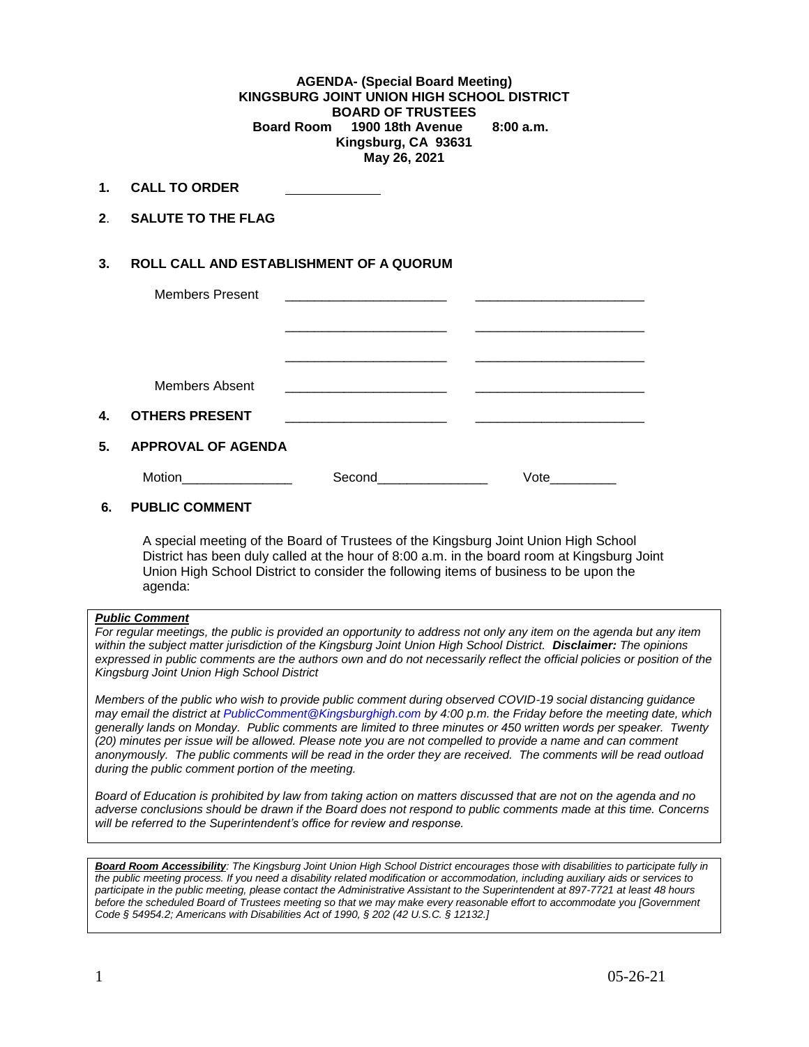**AGENDA- (Special Board Meeting)**
**KINGSBURG JOINT UNION HIGH SCHOOL DISTRICT**
**BOARD OF TRUSTEES**
**Board Room 1900 18th Avenue 8:00 a.m.**
**Kingsburg, CA 93631**
**May 26, 2021**

**1. CALL TO ORDER** ____________

**2. SALUTE TO THE FLAG**

**3. ROLL CALL AND ESTABLISHMENT OF A QUORUM**

Members Present ______________________ ______________________

______________________ ______________________

______________________ ______________________

Members Absent ______________________ ______________________

**4. OTHERS PRESENT** ______________________ ______________________

**5. APPROVAL OF AGENDA**

Motion_______________ Second_______________ Vote_________

**6. PUBLIC COMMENT**

A special meeting of the Board of Trustees of the Kingsburg Joint Union High School District has been duly called at the hour of 8:00 a.m. in the board room at Kingsburg Joint Union High School District to consider the following items of business to be upon the agenda:

***Public Comment***

*For regular meetings, the public is provided an opportunity to address not only any item on the agenda but any item within the subject matter jurisdiction of the Kingsburg Joint Union High School District.* ***Disclaimer:*** *The opinions expressed in public comments are the authors own and do not necessarily reflect the official policies or position of the Kingsburg Joint Union High School District*

*Members of the public who wish to provide public comment during observed COVID-19 social distancing guidance may email the district at PublicComment@Kingsburghigh.com by 4:00 p.m. the Friday before the meeting date, which generally lands on Monday. Public comments are limited to three minutes or 450 written words per speaker. Twenty (20) minutes per issue will be allowed. Please note you are not compelled to provide a name and can comment anonymously. The public comments will be read in the order they are received. The comments will be read outload during the public comment portion of the meeting.*

*Board of Education is prohibited by law from taking action on matters discussed that are not on the agenda and no adverse conclusions should be drawn if the Board does not respond to public comments made at this time. Concerns will be referred to the Superintendent's office for review and response.*

***Board Room Accessibility****: The Kingsburg Joint Union High School District encourages those with disabilities to participate fully in the public meeting process. If you need a disability related modification or accommodation, including auxiliary aids or services to participate in the public meeting, please contact the Administrative Assistant to the Superintendent at 897-7721 at least 48 hours before the scheduled Board of Trustees meeting so that we may make every reasonable effort to accommodate you [Government Code § 54954.2; Americans with Disabilities Act of 1990, § 202 (42 U.S.C. § 12132.]*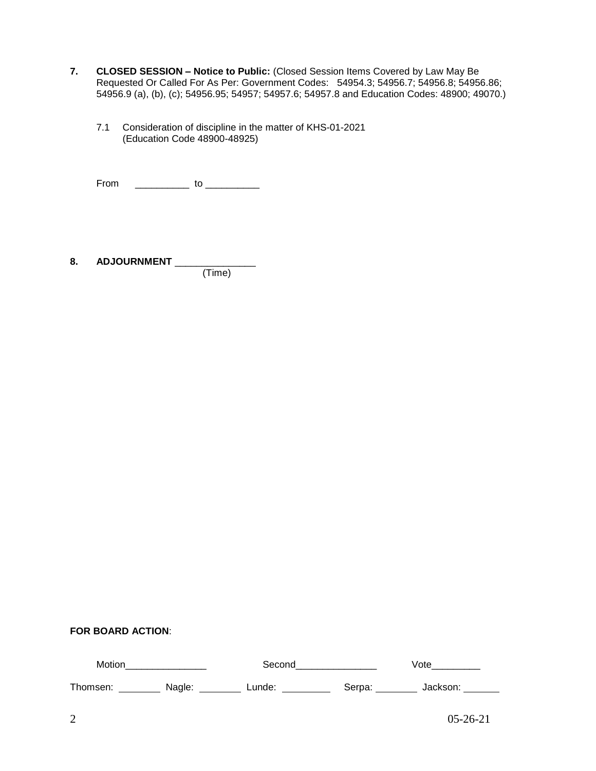**7. CLOSED SESSION – Notice to Public:** (Closed Session Items Covered by Law May Be Requested Or Called For As Per: Government Codes: 54954.3; 54956.7; 54956.8; 54956.86; 54956.9 (a), (b), (c); 54956.95; 54957; 54957.6; 54957.8 and Education Codes: 48900; 49070.)

7.1 Consideration of discipline in the matter of KHS-01-2021 (Education Code 48900-48925)

From __________ to __________

**8. ADJOURNMENT** _______________
(Time)

**FOR BOARD ACTION**:

Motion_______________ Second_______________ Vote_________

Thomsen: ________ Nagle: ________ Lunde: _________ Serpa: ________ Jackson: _______

05-26-21